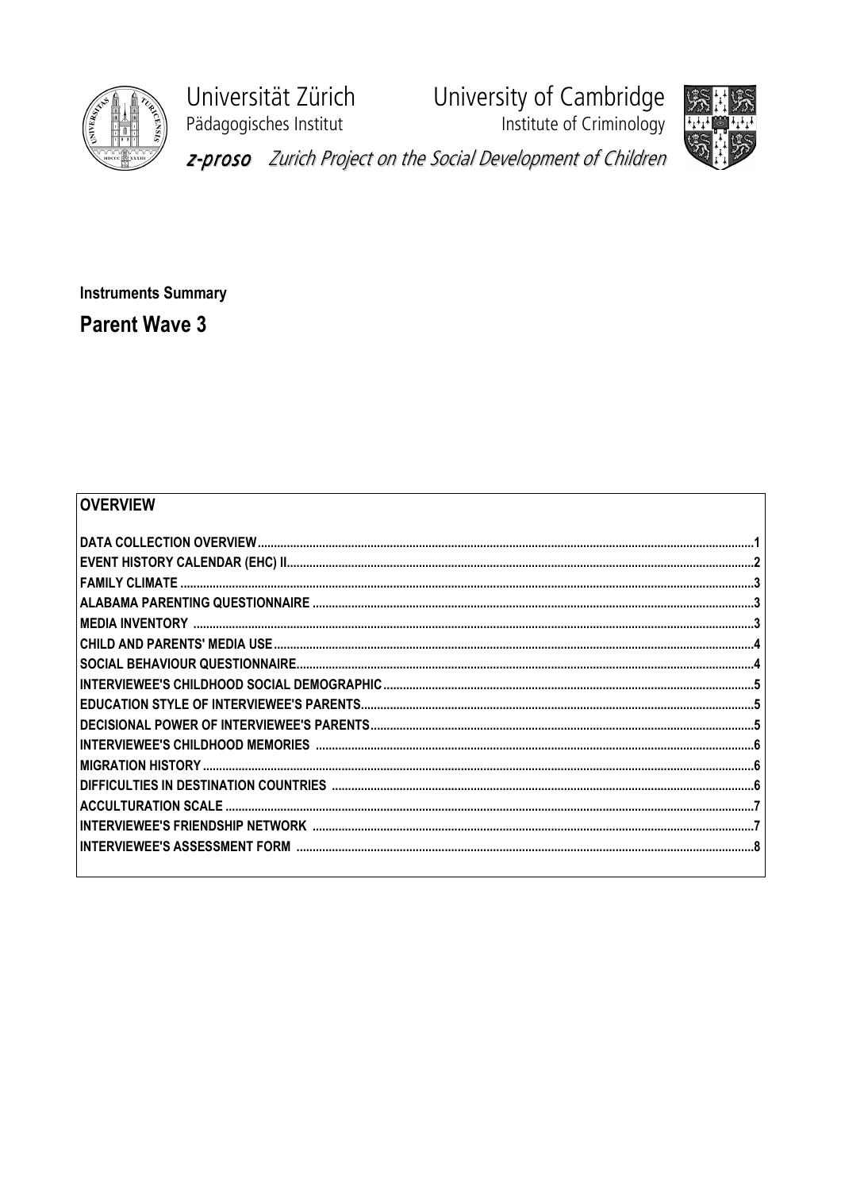Universität Zürich
Pädagogisches Institut

University of Cambridge
Institute of Criminology

*z-proso Zurich Project on the Social Development of Children*

**Instruments Summary**

# Parent Wave 3

## OVERVIEW

| | |
|---|---|
| DATA COLLECTION OVERVIEW | 1 |
| EVENT HISTORY CALENDAR (EHC) II | 2 |
| FAMILY CLIMATE | 3 |
| ALABAMA PARENTING QUESTIONNAIRE | 3 |
| MEDIA INVENTORY | 3 |
| CHILD AND PARENTS' MEDIA USE | 4 |
| SOCIAL BEHAVIOUR QUESTIONNAIRE | 4 |
| INTERVIEWEE'S CHILDHOOD SOCIAL DEMOGRAPHIC | 5 |
| EDUCATION STYLE OF INTERVIEWEE'S PARENTS | 5 |
| DECISIONAL POWER OF INTERVIEWEE'S PARENTS | 5 |
| INTERVIEWEE'S CHILDHOOD MEMORIES | 6 |
| MIGRATION HISTORY | 6 |
| DIFFICULTIES IN DESTINATION COUNTRIES | 6 |
| ACCULTURATION SCALE | 7 |
| INTERVIEWEE'S FRIENDSHIP NETWORK | 7 |
| INTERVIEWEE'S ASSESSMENT FORM | 8 |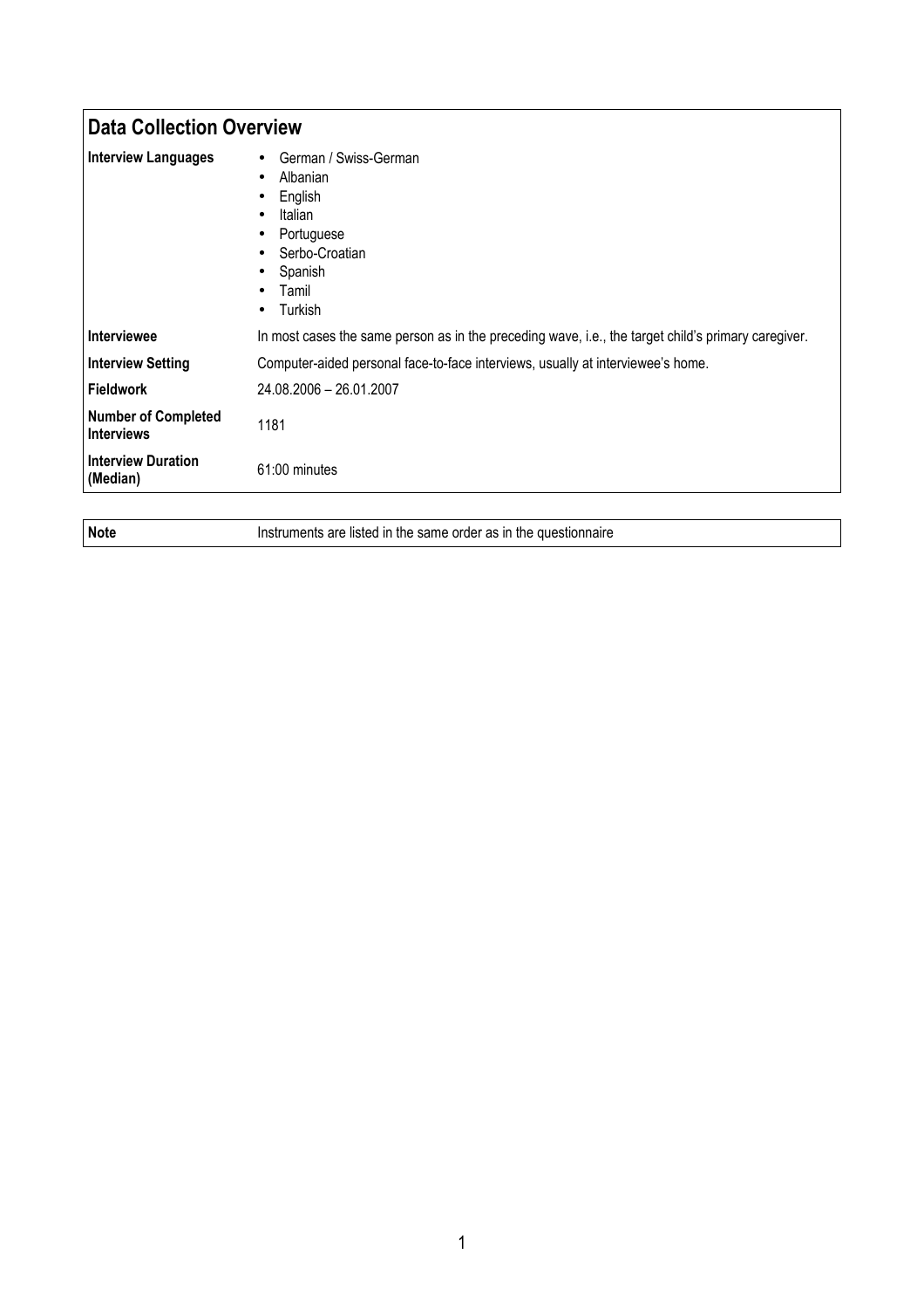## Data Collection Overview

| | |
|---|---|
| **Interview Languages** | • German / Swiss-German<br>• Albanian<br>• English<br>• Italian<br>• Portuguese<br>• Serbo-Croatian<br>• Spanish<br>• Tamil<br>• Turkish |
| **Interviewee** | In most cases the same person as in the preceding wave, i.e., the target child's primary caregiver. |
| **Interview Setting** | Computer-aided personal face-to-face interviews, usually at interviewee's home. |
| **Fieldwork** | 24.08.2006 – 26.01.2007 |
| **Number of Completed Interviews** | 1181 |
| **Interview Duration (Median)** | 61:00 minutes |

| | |
|---|---|
| **Note** | Instruments are listed in the same order as in the questionnaire |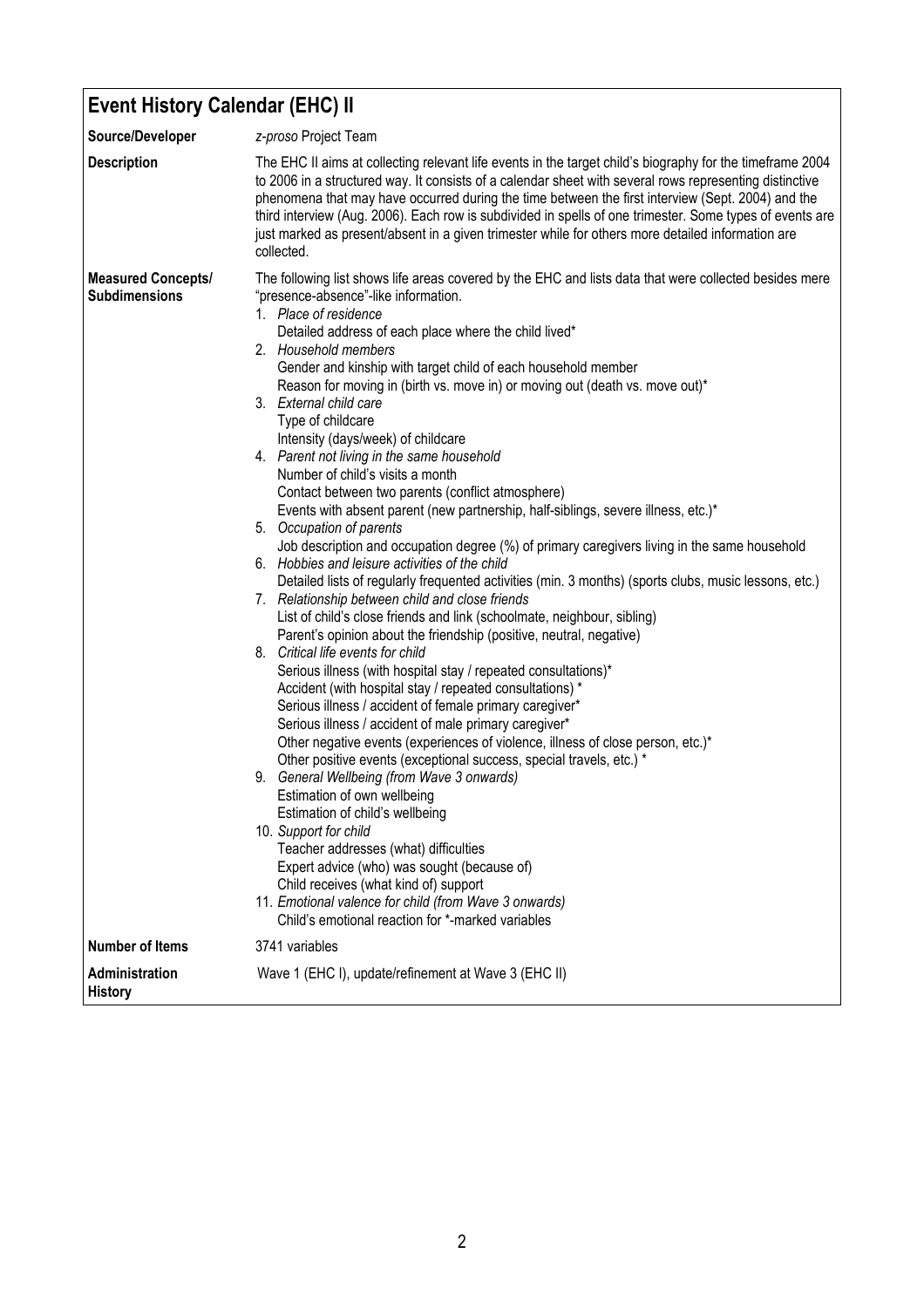## Event History Calendar (EHC) II

| | |
|---|---|
| **Source/Developer** | *z-proso* Project Team |
| **Description** | The EHC II aims at collecting relevant life events in the target child's biography for the timeframe 2004 to 2006 in a structured way. It consists of a calendar sheet with several rows representing distinctive phenomena that may have occurred during the time between the first interview (Sept. 2004) and the third interview (Aug. 2006). Each row is subdivided in spells of one trimester. Some types of events are just marked as present/absent in a given trimester while for others more detailed information are collected. |
| **Measured Concepts/ Subdimensions** | The following list shows life areas covered by the EHC and lists data that were collected besides mere "presence-absence"-like information.<br>1. *Place of residence*<br>Detailed address of each place where the child lived*<br>2. *Household members*<br>Gender and kinship with target child of each household member<br>Reason for moving in (birth vs. move in) or moving out (death vs. move out)*<br>3. *External child care*<br>Type of childcare<br>Intensity (days/week) of childcare<br>4. *Parent not living in the same household*<br>Number of child's visits a month<br>Contact between two parents (conflict atmosphere)<br>Events with absent parent (new partnership, half-siblings, severe illness, etc.)*<br>5. *Occupation of parents*<br>Job description and occupation degree (%) of primary caregivers living in the same household<br>6. *Hobbies and leisure activities of the child*<br>Detailed lists of regularly frequented activities (min. 3 months) (sports clubs, music lessons, etc.)<br>7. *Relationship between child and close friends*<br>List of child's close friends and link (schoolmate, neighbour, sibling)<br>Parent's opinion about the friendship (positive, neutral, negative)<br>8. *Critical life events for child*<br>Serious illness (with hospital stay / repeated consultations)*<br>Accident (with hospital stay / repeated consultations) *<br>Serious illness / accident of female primary caregiver*<br>Serious illness / accident of male primary caregiver*<br>Other negative events (experiences of violence, illness of close person, etc.)*<br>Other positive events (exceptional success, special travels, etc.) *<br>9. *General Wellbeing (from Wave 3 onwards)*<br>Estimation of own wellbeing<br>Estimation of child's wellbeing<br>10. *Support for child*<br>Teacher addresses (what) difficulties<br>Expert advice (who) was sought (because of)<br>Child receives (what kind of) support<br>11. *Emotional valence for child (from Wave 3 onwards)*<br>Child's emotional reaction for *-marked variables |
| **Number of Items** | 3741 variables |
| **Administration History** | Wave 1 (EHC I), update/refinement at Wave 3 (EHC II) |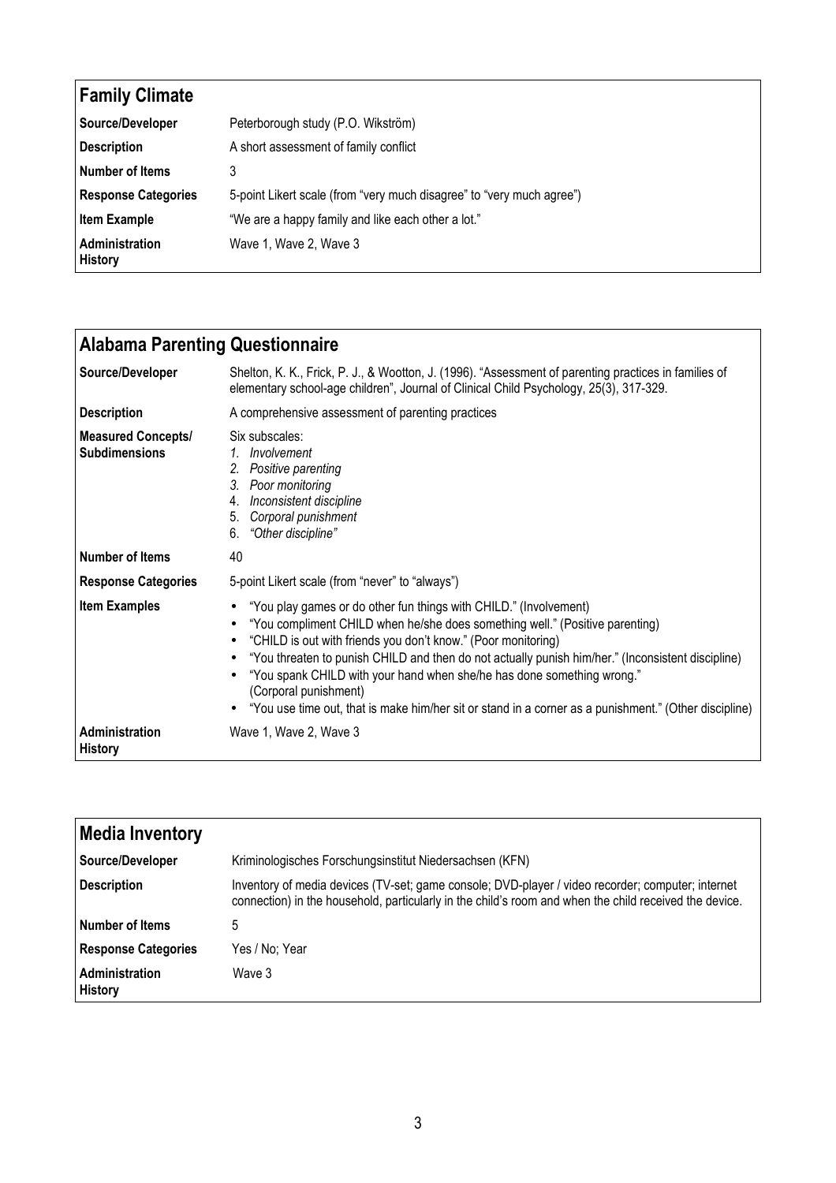## Family Climate

| | |
|---|---|
| **Source/Developer** | Peterborough study (P.O. Wikström) |
| **Description** | A short assessment of family conflict |
| **Number of Items** | 3 |
| **Response Categories** | 5-point Likert scale (from "very much disagree" to "very much agree") |
| **Item Example** | "We are a happy family and like each other a lot." |
| **Administration History** | Wave 1, Wave 2, Wave 3 |

## Alabama Parenting Questionnaire

| | |
|---|---|
| **Source/Developer** | Shelton, K. K., Frick, P. J., & Wootton, J. (1996). "Assessment of parenting practices in families of elementary school-age children", Journal of Clinical Child Psychology, 25(3), 317-329. |
| **Description** | A comprehensive assessment of parenting practices |
| **Measured Concepts/ Subdimensions** | Six subscales:<br>1. *Involvement*<br>2. *Positive parenting*<br>3. *Poor monitoring*<br>4. *Inconsistent discipline*<br>5. *Corporal punishment*<br>6. *"Other discipline"* |
| **Number of Items** | 40 |
| **Response Categories** | 5-point Likert scale (from "never" to "always") |
| **Item Examples** | • "You play games or do other fun things with CHILD." (Involvement)<br>• "You compliment CHILD when he/she does something well." (Positive parenting)<br>• "CHILD is out with friends you don't know." (Poor monitoring)<br>• "You threaten to punish CHILD and then do not actually punish him/her." (Inconsistent discipline)<br>• "You spank CHILD with your hand when she/he has done something wrong." (Corporal punishment)<br>• "You use time out, that is make him/her sit or stand in a corner as a punishment." (Other discipline) |
| **Administration History** | Wave 1, Wave 2, Wave 3 |

## Media Inventory

| | |
|---|---|
| **Source/Developer** | Kriminologisches Forschungsinstitut Niedersachsen (KFN) |
| **Description** | Inventory of media devices (TV-set; game console; DVD-player / video recorder; computer; internet connection) in the household, particularly in the child's room and when the child received the device. |
| **Number of Items** | 5 |
| **Response Categories** | Yes / No; Year |
| **Administration History** | Wave 3 |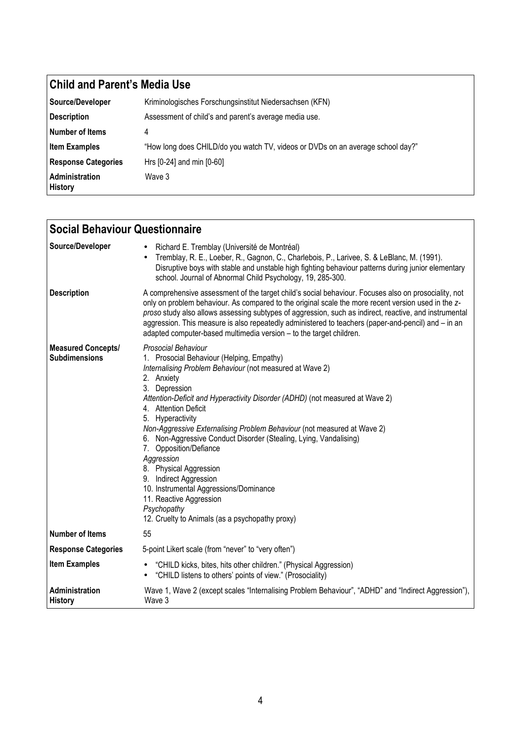## Child and Parent's Media Use

| | |
|---|---|
| **Source/Developer** | Kriminologisches Forschungsinstitut Niedersachsen (KFN) |
| **Description** | Assessment of child's and parent's average media use. |
| **Number of Items** | 4 |
| **Item Examples** | "How long does CHILD/do you watch TV, videos or DVDs on an average school day?" |
| **Response Categories** | Hrs [0-24] and min [0-60] |
| **Administration History** | Wave 3 |

## Social Behaviour Questionnaire

| | |
|---|---|
| **Source/Developer** | • Richard E. Tremblay (Université de Montréal)<br>• Tremblay, R. E., Loeber, R., Gagnon, C., Charlebois, P., Larivee, S. & LeBlanc, M. (1991). Disruptive boys with stable and unstable high fighting behaviour patterns during junior elementary school. Journal of Abnormal Child Psychology, 19, 285-300. |
| **Description** | A comprehensive assessment of the target child's social behaviour. Focuses also on prosociality, not only on problem behaviour. As compared to the original scale the more recent version used in the *z-proso* study also allows assessing subtypes of aggression, such as indirect, reactive, and instrumental aggression. This measure is also repeatedly administered to teachers (paper-and-pencil) and – in an adapted computer-based multimedia version – to the target children. |
| **Measured Concepts/ Subdimensions** | *Prosocial Behaviour*<br>1. Prosocial Behaviour (Helping, Empathy)<br>*Internalising Problem Behaviour* (not measured at Wave 2)<br>2. Anxiety<br>3. Depression<br>*Attention-Deficit and Hyperactivity Disorder (ADHD)* (not measured at Wave 2)<br>4. Attention Deficit<br>5. Hyperactivity<br>*Non-Aggressive Externalising Problem Behaviour* (not measured at Wave 2)<br>6. Non-Aggressive Conduct Disorder (Stealing, Lying, Vandalising)<br>7. Opposition/Defiance<br>*Aggression*<br>8. Physical Aggression<br>9. Indirect Aggression<br>10. Instrumental Aggressions/Dominance<br>11. Reactive Aggression<br>*Psychopathy*<br>12. Cruelty to Animals (as a psychopathy proxy) |
| **Number of Items** | 55 |
| **Response Categories** | 5-point Likert scale (from "never" to "very often") |
| **Item Examples** | • "CHILD kicks, bites, hits other children." (Physical Aggression)<br>• "CHILD listens to others' points of view." (Prosociality) |
| **Administration History** | Wave 1, Wave 2 (except scales "Internalising Problem Behaviour", "ADHD" and "Indirect Aggression"), Wave 3 |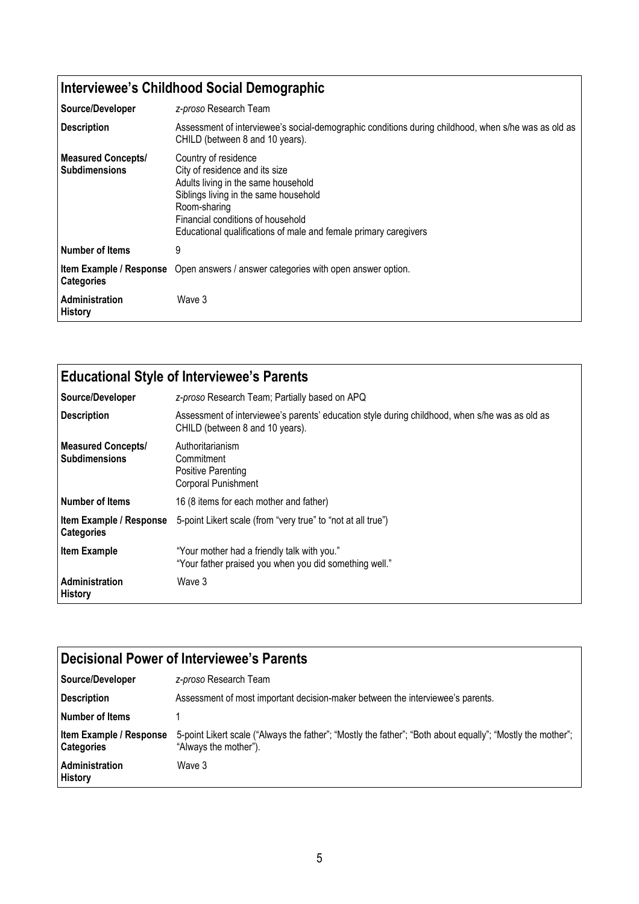## Interviewee's Childhood Social Demographic

| | |
|---|---|
| **Source/Developer** | *z-proso* Research Team |
| **Description** | Assessment of interviewee's social-demographic conditions during childhood, when s/he was as old as CHILD (between 8 and 10 years). |
| **Measured Concepts/ Subdimensions** | Country of residence<br>City of residence and its size<br>Adults living in the same household<br>Siblings living in the same household<br>Room-sharing<br>Financial conditions of household<br>Educational qualifications of male and female primary caregivers |
| **Number of Items** | 9 |
| **Item Example / Response Categories** | Open answers / answer categories with open answer option. |
| **Administration History** | Wave 3 |

## Educational Style of Interviewee's Parents

| | |
|---|---|
| **Source/Developer** | *z-proso* Research Team; Partially based on APQ |
| **Description** | Assessment of interviewee's parents' education style during childhood, when s/he was as old as CHILD (between 8 and 10 years). |
| **Measured Concepts/ Subdimensions** | Authoritarianism<br>Commitment<br>Positive Parenting<br>Corporal Punishment |
| **Number of Items** | 16 (8 items for each mother and father) |
| **Item Example / Response Categories** | 5-point Likert scale (from "very true" to "not at all true") |
| **Item Example** | "Your mother had a friendly talk with you."<br>"Your father praised you when you did something well." |
| **Administration History** | Wave 3 |

## Decisional Power of Interviewee's Parents

| | |
|---|---|
| **Source/Developer** | *z-proso* Research Team |
| **Description** | Assessment of most important decision-maker between the interviewee's parents. |
| **Number of Items** | 1 |
| **Item Example / Response Categories** | 5-point Likert scale ("Always the father"; "Mostly the father"; "Both about equally"; "Mostly the mother"; "Always the mother"). |
| **Administration History** | Wave 3 |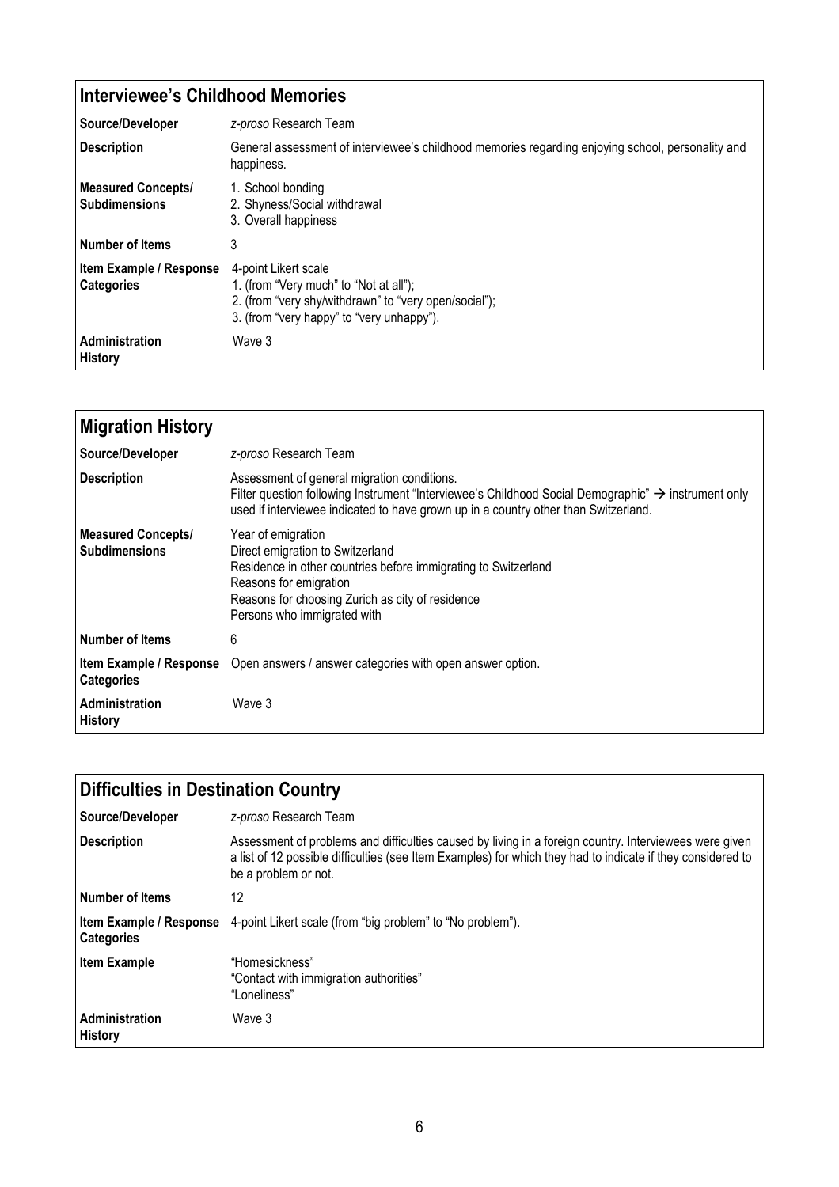## Interviewee's Childhood Memories

| | |
|---|---|
| **Source/Developer** | *z-proso* Research Team |
| **Description** | General assessment of interviewee's childhood memories regarding enjoying school, personality and happiness. |
| **Measured Concepts/ Subdimensions** | 1. School bonding<br>2. Shyness/Social withdrawal<br>3. Overall happiness |
| **Number of Items** | 3 |
| **Item Example / Response Categories** | 4-point Likert scale<br>1. (from "Very much" to "Not at all");<br>2. (from "very shy/withdrawn" to "very open/social");<br>3. (from "very happy" to "very unhappy"). |
| **Administration History** | Wave 3 |

## Migration History

| | |
|---|---|
| **Source/Developer** | *z-proso* Research Team |
| **Description** | Assessment of general migration conditions.<br>Filter question following Instrument "Interviewee's Childhood Social Demographic" → instrument only used if interviewee indicated to have grown up in a country other than Switzerland. |
| **Measured Concepts/ Subdimensions** | Year of emigration<br>Direct emigration to Switzerland<br>Residence in other countries before immigrating to Switzerland<br>Reasons for emigration<br>Reasons for choosing Zurich as city of residence<br>Persons who immigrated with |
| **Number of Items** | 6 |
| **Item Example / Response Categories** | Open answers / answer categories with open answer option. |
| **Administration History** | Wave 3 |

## Difficulties in Destination Country

| | |
|---|---|
| **Source/Developer** | *z-proso* Research Team |
| **Description** | Assessment of problems and difficulties caused by living in a foreign country. Interviewees were given a list of 12 possible difficulties (see Item Examples) for which they had to indicate if they considered to be a problem or not. |
| **Number of Items** | 12 |
| **Item Example / Response Categories** | 4-point Likert scale (from "big problem" to "No problem"). |
| **Item Example** | "Homesickness"<br>"Contact with immigration authorities"<br>"Loneliness" |
| **Administration History** | Wave 3 |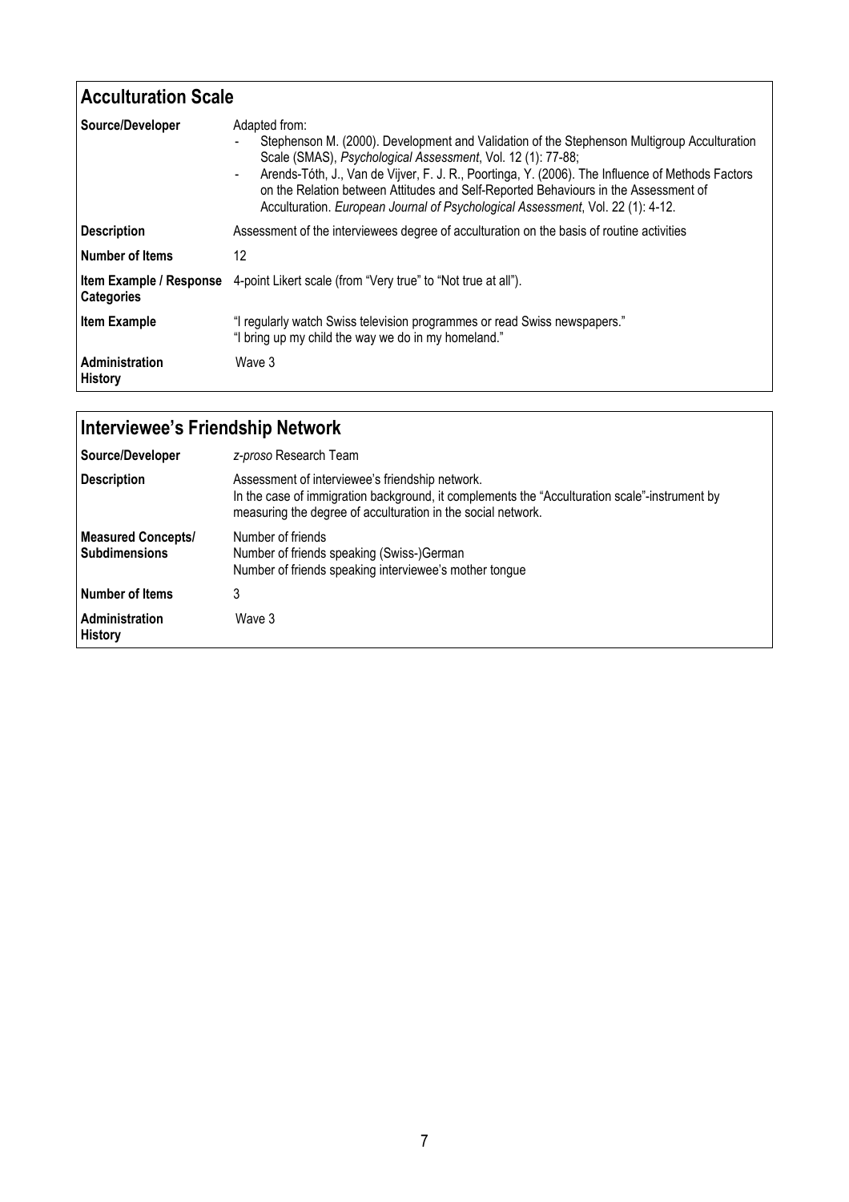## Acculturation Scale

| | |
|---|---|
| **Source/Developer** | Adapted from:<br>- Stephenson M. (2000). Development and Validation of the Stephenson Multigroup Acculturation Scale (SMAS), *Psychological Assessment*, Vol. 12 (1): 77-88;<br>- Arends-Tóth, J., Van de Vijver, F. J. R., Poortinga, Y. (2006). The Influence of Methods Factors on the Relation between Attitudes and Self-Reported Behaviours in the Assessment of Acculturation. *European Journal of Psychological Assessment*, Vol. 22 (1): 4-12. |
| **Description** | Assessment of the interviewees degree of acculturation on the basis of routine activities |
| **Number of Items** | 12 |
| **Item Example / Response Categories** | 4-point Likert scale (from "Very true" to "Not true at all"). |
| **Item Example** | "I regularly watch Swiss television programmes or read Swiss newspapers."<br>"I bring up my child the way we do in my homeland." |
| **Administration History** | Wave 3 |

## Interviewee's Friendship Network

| | |
|---|---|
| **Source/Developer** | *z-proso* Research Team |
| **Description** | Assessment of interviewee's friendship network.<br>In the case of immigration background, it complements the "Acculturation scale"-instrument by measuring the degree of acculturation in the social network. |
| **Measured Concepts/ Subdimensions** | Number of friends<br>Number of friends speaking (Swiss-)German<br>Number of friends speaking interviewee's mother tongue |
| **Number of Items** | 3 |
| **Administration History** | Wave 3 |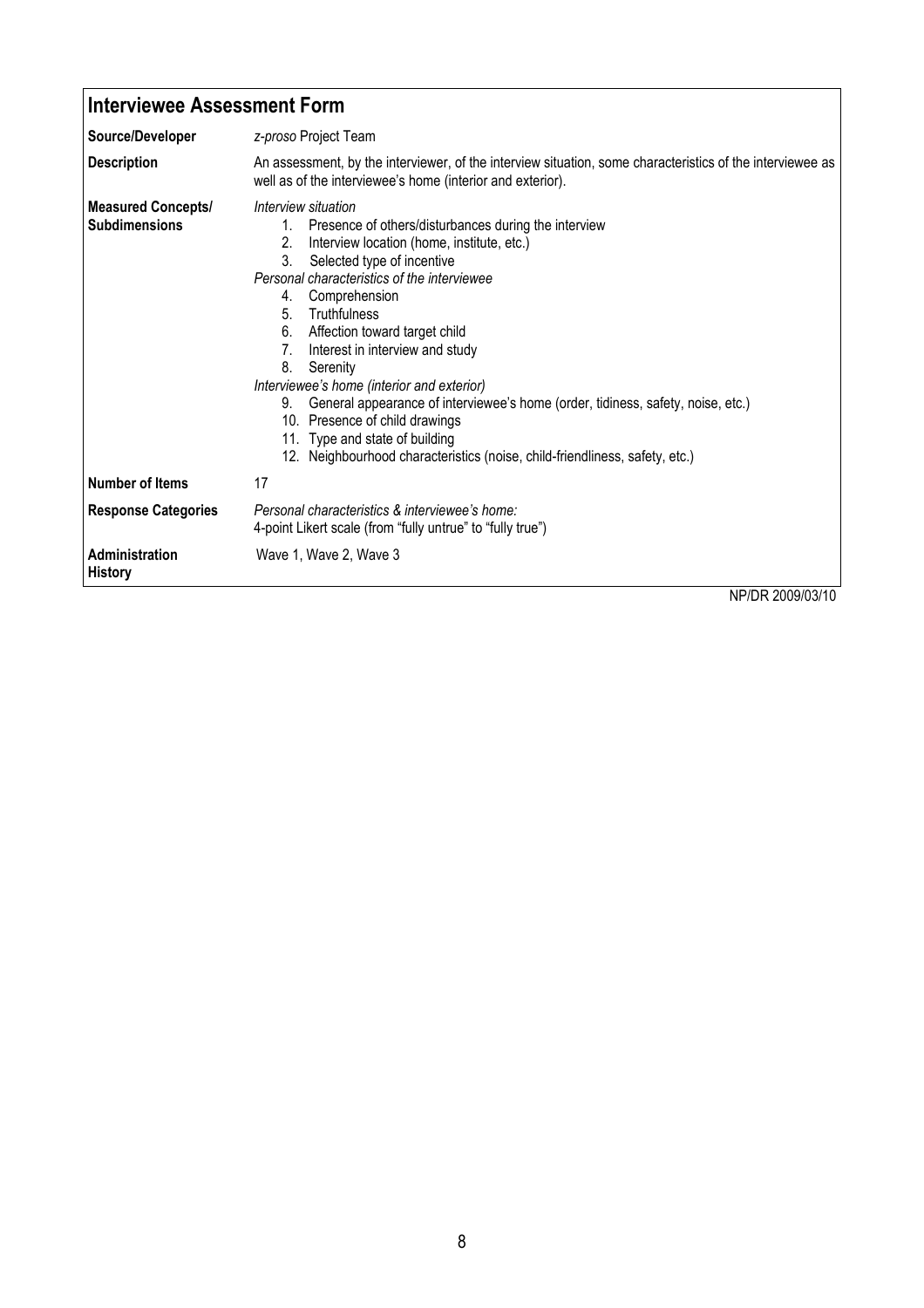## Interviewee Assessment Form

| | |
|---|---|
| **Source/Developer** | *z-proso* Project Team |
| **Description** | An assessment, by the interviewer, of the interview situation, some characteristics of the interviewee as well as of the interviewee's home (interior and exterior). |
| **Measured Concepts/ Subdimensions** | *Interview situation*<br>1. Presence of others/disturbances during the interview<br>2. Interview location (home, institute, etc.)<br>3. Selected type of incentive<br>*Personal characteristics of the interviewee*<br>4. Comprehension<br>5. Truthfulness<br>6. Affection toward target child<br>7. Interest in interview and study<br>8. Serenity<br>*Interviewee's home (interior and exterior)*<br>9. General appearance of interviewee's home (order, tidiness, safety, noise, etc.)<br>10. Presence of child drawings<br>11. Type and state of building<br>12. Neighbourhood characteristics (noise, child-friendliness, safety, etc.) |
| **Number of Items** | 17 |
| **Response Categories** | *Personal characteristics & interviewee's home:*<br>4-point Likert scale (from "fully untrue" to "fully true") |
| **Administration History** | Wave 1, Wave 2, Wave 3 |

NP/DR 2009/03/10